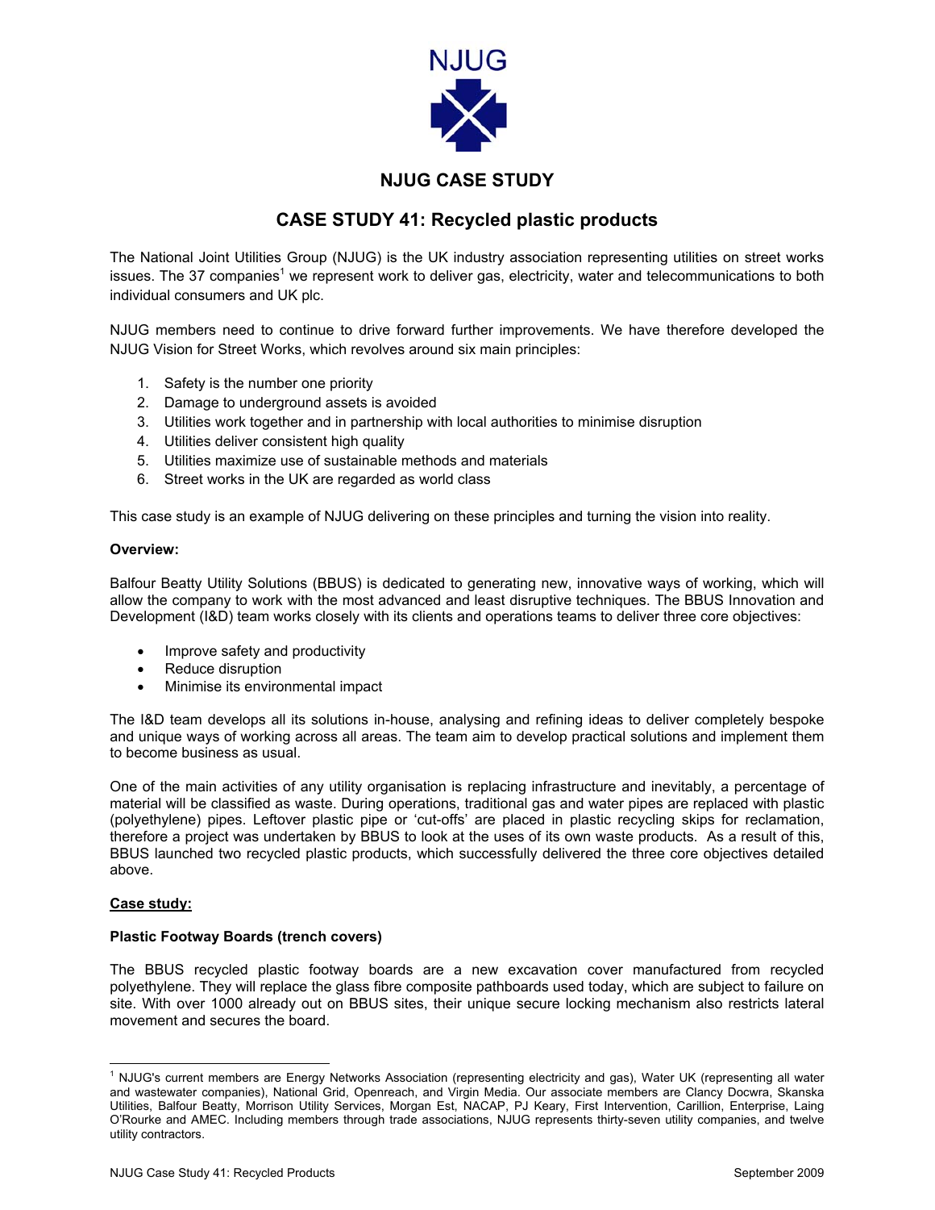NJUG

## NJUG CASE STUDY

# CASE STUDY 41: Recycled plastic products

The National Joint Utilities Group (NJUG) is the UK industry association representing utilities on street works issues. The 37 companies[1] we represent work to deliver gas, electricity, water and telecommunications to both individual consumers and UK plc.

NJUG members need to continue to drive forward further improvements. We have therefore developed the NJUG Vision for Street Works, which revolves around six main principles:

1. Safety is the number one priority
2. Damage to underground assets is avoided
3. Utilities work together and in partnership with local authorities to minimise disruption
4. Utilities deliver consistent high quality
5. Utilities maximize use of sustainable methods and materials
6. Street works in the UK are regarded as world class

This case study is an example of NJUG delivering on these principles and turning the vision into reality.

**Overview:**

Balfour Beatty Utility Solutions (BBUS) is dedicated to generating new, innovative ways of working, which will allow the company to work with the most advanced and least disruptive techniques. The BBUS Innovation and Development (I&D) team works closely with its clients and operations teams to deliver three core objectives:

- Improve safety and productivity
- Reduce disruption
- Minimise its environmental impact

The I&D team develops all its solutions in-house, analysing and refining ideas to deliver completely bespoke and unique ways of working across all areas. The team aim to develop practical solutions and implement them to become business as usual.

One of the main activities of any utility organisation is replacing infrastructure and inevitably, a percentage of material will be classified as waste. During operations, traditional gas and water pipes are replaced with plastic (polyethylene) pipes. Leftover plastic pipe or 'cut-offs' are placed in plastic recycling skips for reclamation, therefore a project was undertaken by BBUS to look at the uses of its own waste products. As a result of this, BBUS launched two recycled plastic products, which successfully delivered the three core objectives detailed above.

**Case study:**

**Plastic Footway Boards (trench covers)**

The BBUS recycled plastic footway boards are a new excavation cover manufactured from recycled polyethylene. They will replace the glass fibre composite pathboards used today, which are subject to failure on site. With over 1000 already out on BBUS sites, their unique secure locking mechanism also restricts lateral movement and secures the board.

[1] NJUG's current members are Energy Networks Association (representing electricity and gas), Water UK (representing all water and wastewater companies), National Grid, Openreach, and Virgin Media. Our associate members are Clancy Docwra, Skanska Utilities, Balfour Beatty, Morrison Utility Services, Morgan Est, NACAP, PJ Keary, First Intervention, Carillion, Enterprise, Laing O'Rourke and AMEC. Including members through trade associations, NJUG represents thirty-seven utility companies, and twelve utility contractors.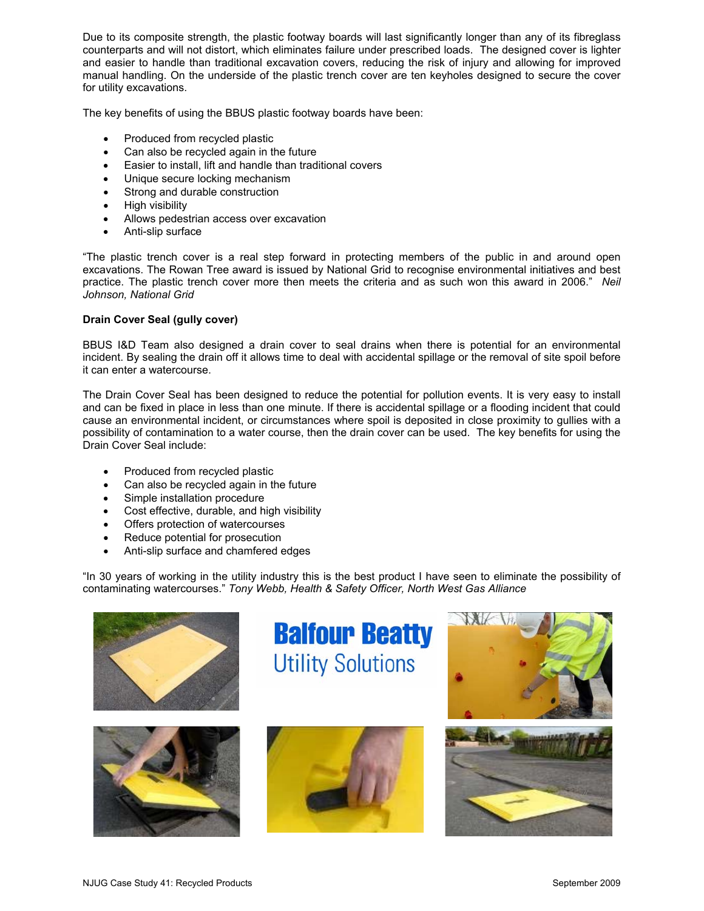Due to its composite strength, the plastic footway boards will last significantly longer than any of its fibreglass counterparts and will not distort, which eliminates failure under prescribed loads. The designed cover is lighter and easier to handle than traditional excavation covers, reducing the risk of injury and allowing for improved manual handling. On the underside of the plastic trench cover are ten keyholes designed to secure the cover for utility excavations.

The key benefits of using the BBUS plastic footway boards have been:

- Produced from recycled plastic
- Can also be recycled again in the future
- Easier to install, lift and handle than traditional covers
- Unique secure locking mechanism
- Strong and durable construction
- High visibility
- Allows pedestrian access over excavation
- Anti-slip surface

"The plastic trench cover is a real step forward in protecting members of the public in and around open excavations. The Rowan Tree award is issued by National Grid to recognise environmental initiatives and best practice. The plastic trench cover more then meets the criteria and as such won this award in 2006." *Neil Johnson, National Grid*

**Drain Cover Seal (gully cover)**

BBUS I&D Team also designed a drain cover to seal drains when there is potential for an environmental incident. By sealing the drain off it allows time to deal with accidental spillage or the removal of site spoil before it can enter a watercourse.

The Drain Cover Seal has been designed to reduce the potential for pollution events. It is very easy to install and can be fixed in place in less than one minute. If there is accidental spillage or a flooding incident that could cause an environmental incident, or circumstances where spoil is deposited in close proximity to gullies with a possibility of contamination to a water course, then the drain cover can be used. The key benefits for using the Drain Cover Seal include:

- Produced from recycled plastic
- Can also be recycled again in the future
- Simple installation procedure
- Cost effective, durable, and high visibility
- Offers protection of watercourses
- Reduce potential for prosecution
- Anti-slip surface and chamfered edges

"In 30 years of working in the utility industry this is the best product I have seen to eliminate the possibility of contaminating watercourses." *Tony Webb, Health & Safety Officer, North West Gas Alliance*

Balfour Beatty Utility Solutions